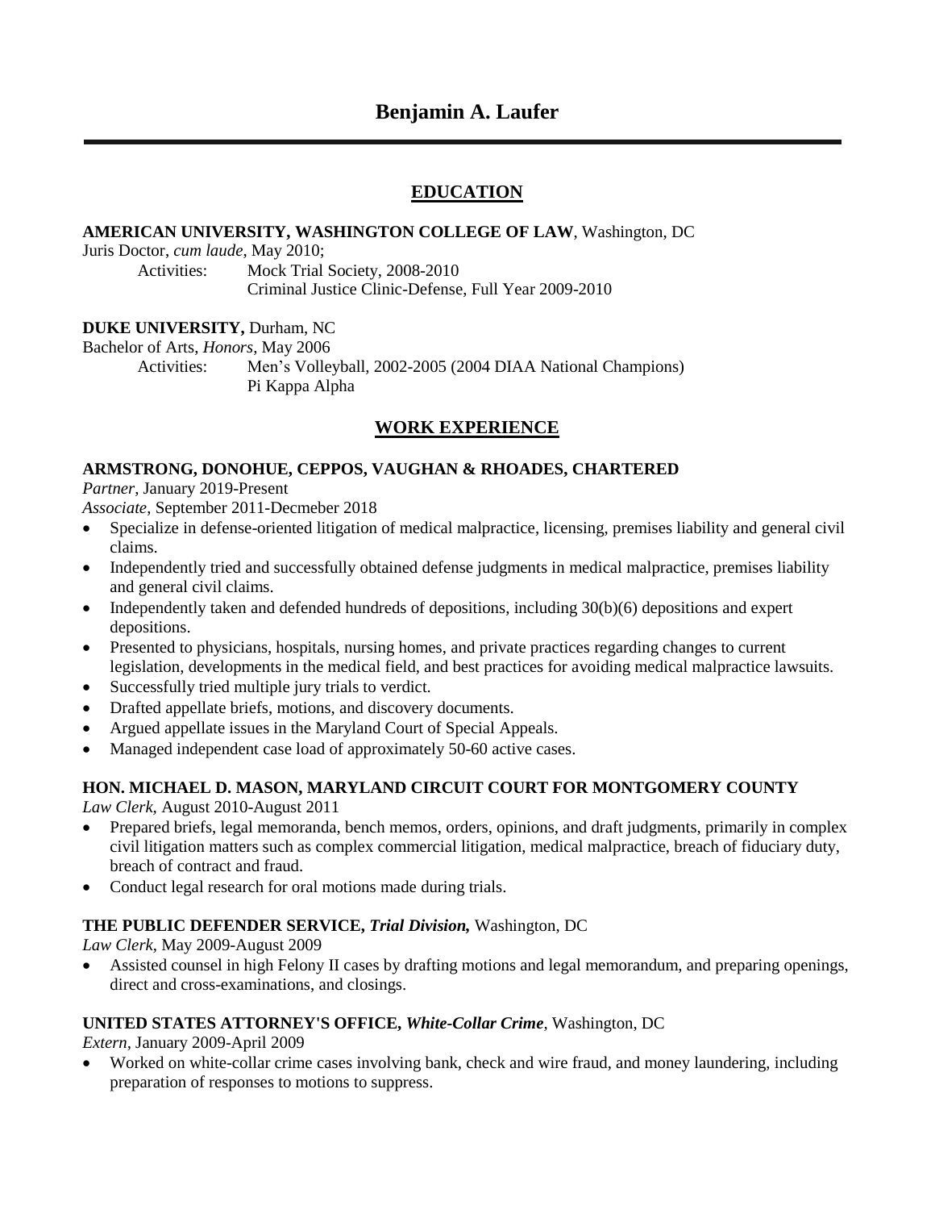# Benjamin A. Laufer

## EDUCATION

**AMERICAN UNIVERSITY, WASHINGTON COLLEGE OF LAW**, Washington, DC
Juris Doctor, *cum laude*, May 2010;
Activities: Mock Trial Society, 2008-2010
Criminal Justice Clinic-Defense, Full Year 2009-2010

**DUKE UNIVERSITY,** Durham, NC
Bachelor of Arts, *Honors*, May 2006
Activities: Men's Volleyball, 2002-2005 (2004 DIAA National Champions)
Pi Kappa Alpha

## WORK EXPERIENCE

**ARMSTRONG, DONOHUE, CEPPOS, VAUGHAN & RHOADES, CHARTERED**
*Partner*, January 2019-Present
*Associate*, September 2011-Decmeber 2018

- Specialize in defense-oriented litigation of medical malpractice, licensing, premises liability and general civil claims.
- Independently tried and successfully obtained defense judgments in medical malpractice, premises liability and general civil claims.
- Independently taken and defended hundreds of depositions, including 30(b)(6) depositions and expert depositions.
- Presented to physicians, hospitals, nursing homes, and private practices regarding changes to current legislation, developments in the medical field, and best practices for avoiding medical malpractice lawsuits.
- Successfully tried multiple jury trials to verdict.
- Drafted appellate briefs, motions, and discovery documents.
- Argued appellate issues in the Maryland Court of Special Appeals.
- Managed independent case load of approximately 50-60 active cases.

**HON. MICHAEL D. MASON, MARYLAND CIRCUIT COURT FOR MONTGOMERY COUNTY**
*Law Clerk*, August 2010-August 2011

- Prepared briefs, legal memoranda, bench memos, orders, opinions, and draft judgments, primarily in complex civil litigation matters such as complex commercial litigation, medical malpractice, breach of fiduciary duty, breach of contract and fraud.
- Conduct legal research for oral motions made during trials.

**THE PUBLIC DEFENDER SERVICE, *Trial Division,*** Washington, DC
*Law Clerk*, May 2009-August 2009

- Assisted counsel in high Felony II cases by drafting motions and legal memorandum, and preparing openings, direct and cross-examinations, and closings.

**UNITED STATES ATTORNEY'S OFFICE, *White-Collar Crime*,** Washington, DC
*Extern*, January 2009-April 2009

- Worked on white-collar crime cases involving bank, check and wire fraud, and money laundering, including preparation of responses to motions to suppress.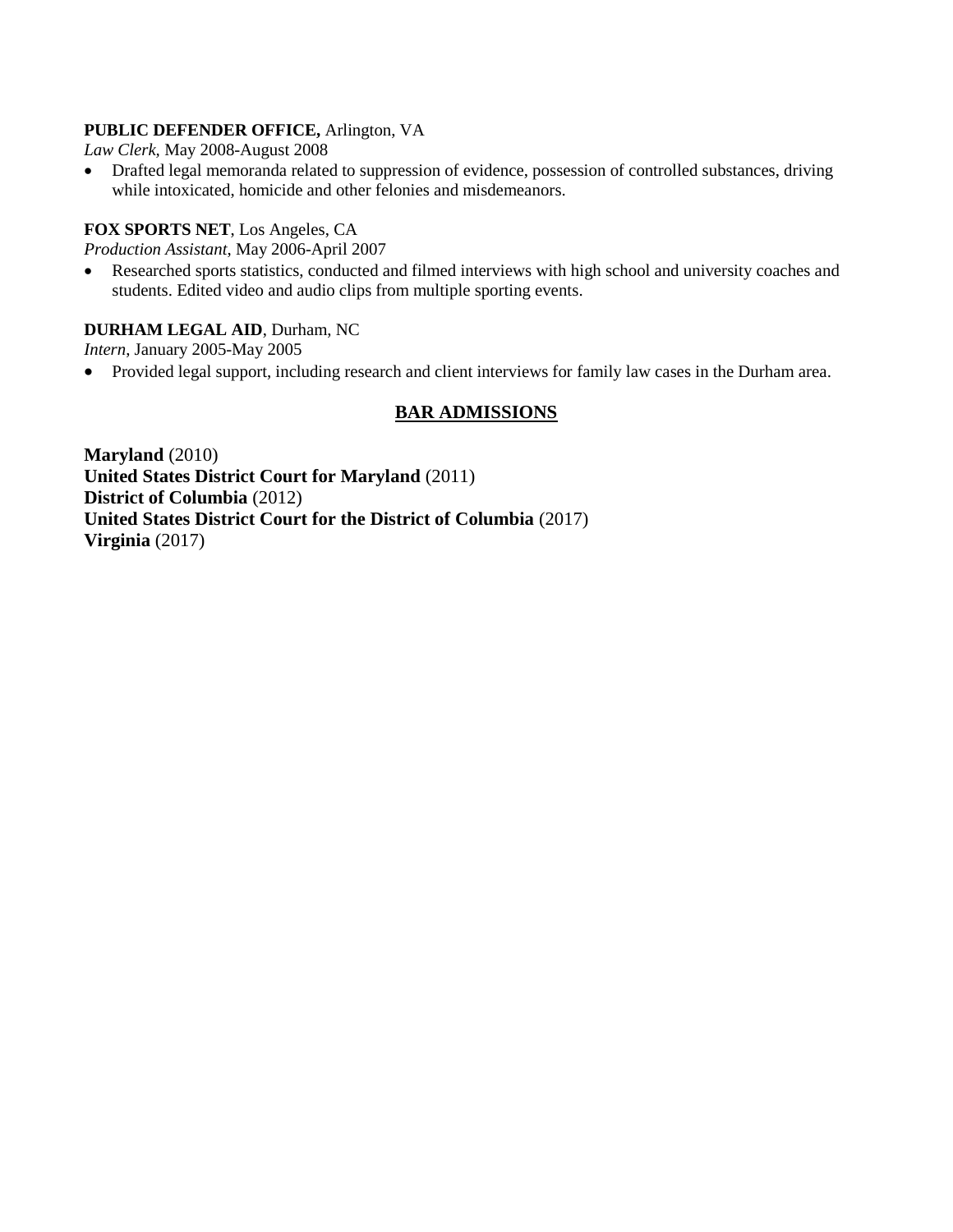**PUBLIC DEFENDER OFFICE,** Arlington, VA
*Law Clerk*, May 2008-August 2008

- Drafted legal memoranda related to suppression of evidence, possession of controlled substances, driving while intoxicated, homicide and other felonies and misdemeanors.

**FOX SPORTS NET**, Los Angeles, CA
*Production Assistant*, May 2006-April 2007

- Researched sports statistics, conducted and filmed interviews with high school and university coaches and students. Edited video and audio clips from multiple sporting events.

**DURHAM LEGAL AID**, Durham, NC
*Intern*, January 2005-May 2005

- Provided legal support, including research and client interviews for family law cases in the Durham area.

## BAR ADMISSIONS

**Maryland** (2010)
**United States District Court for Maryland** (2011)
**District of Columbia** (2012)
**United States District Court for the District of Columbia** (2017)
**Virginia** (2017)